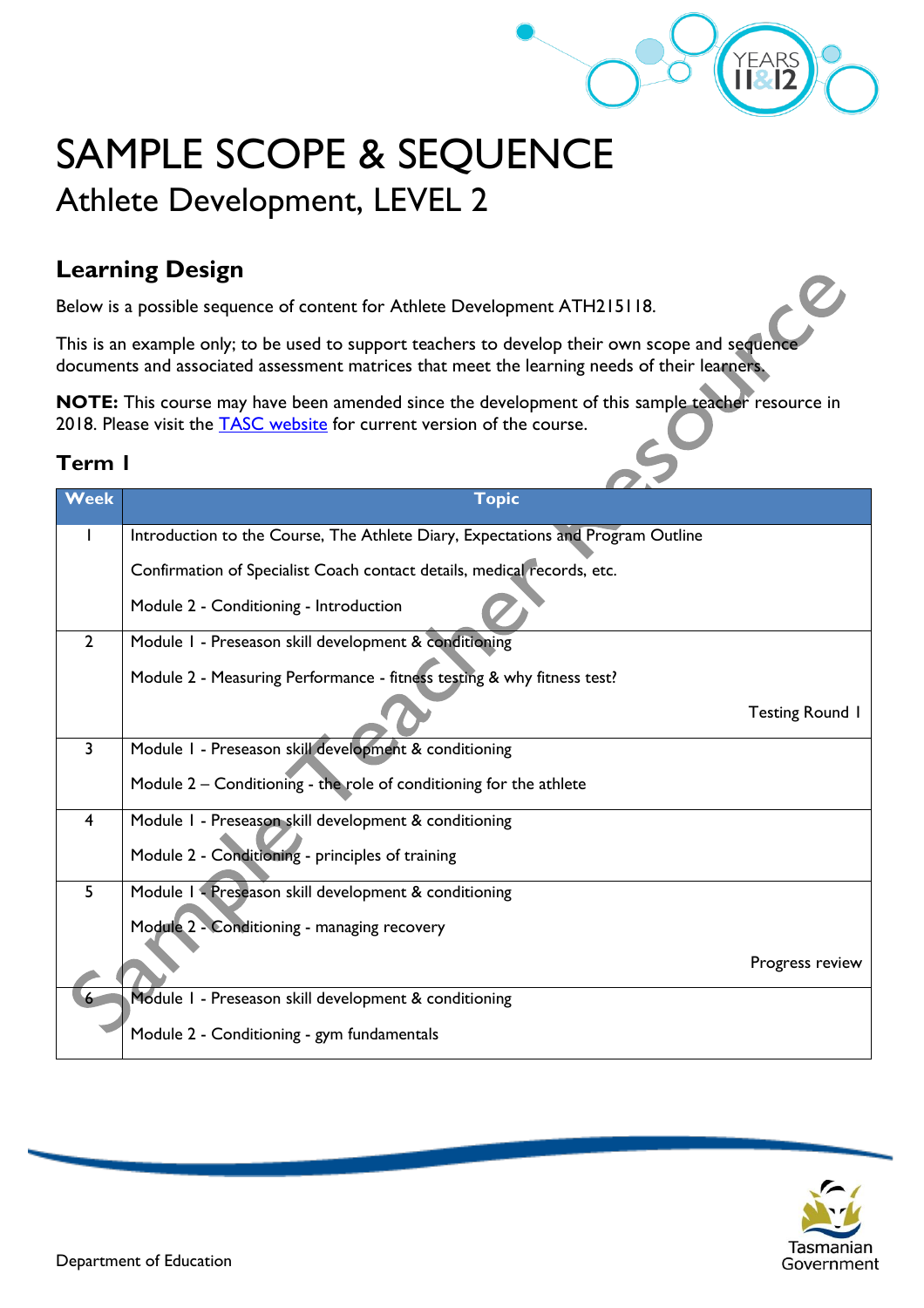# SAMPLE SCOPE & SEQUENCE

## Athlete Development, LEVEL 2

## Learning Design

Below is a possible sequence of content for Athlete Development ATH215118.

This is an example only; to be used to support teachers to develop their own scope and sequence documents and associated assessment matrices that meet the learning needs of their learners.

**NOTE:** This course may have been amended since the development of this sample teacher resource in 2018. Please visit the TASC website for current version of the course.

### Term 1

| Week | Topic |
|---|---|
| 1 | Introduction to the Course, The Athlete Diary, Expectations and Program Outline<br><br>Confirmation of Specialist Coach contact details, medical records, etc.<br><br>Module 2 - Conditioning - Introduction |
| 2 | Module 1 - Preseason skill development & conditioning<br><br>Module 2 - Measuring Performance - fitness testing & why fitness test?<br><br>Testing Round 1 |
| 3 | Module 1 - Preseason skill development & conditioning<br><br>Module 2 – Conditioning - the role of conditioning for the athlete |
| 4 | Module 1 - Preseason skill development & conditioning<br><br>Module 2 - Conditioning - principles of training |
| 5 | Module 1 - Preseason skill development & conditioning<br><br>Module 2 - Conditioning - managing recovery<br><br>Progress review |
| 6 | Module 1 - Preseason skill development & conditioning<br><br>Module 2 - Conditioning - gym fundamentals |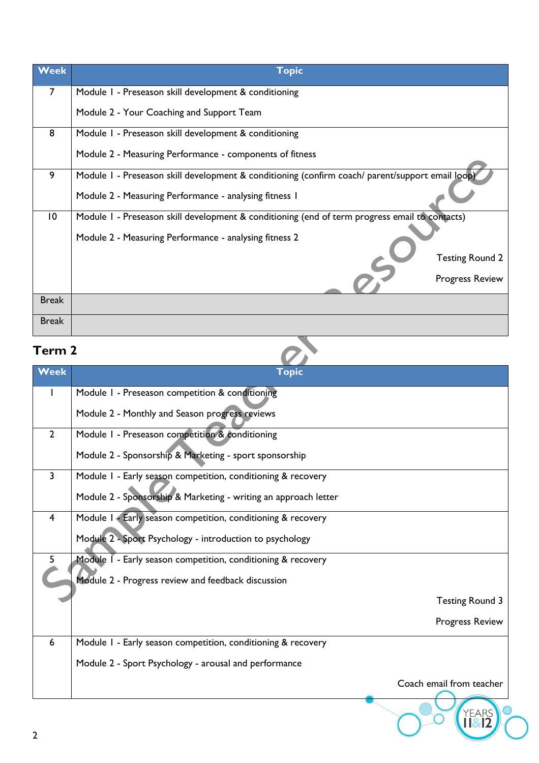| Week | Topic |
|---|---|
| 7 | Module 1 - Preseason skill development & conditioning<br>Module 2 - Your Coaching and Support Team |
| 8 | Module 1 - Preseason skill development & conditioning<br>Module 2 - Measuring Performance - components of fitness |
| 9 | Module 1 - Preseason skill development & conditioning (confirm coach/ parent/support email loop)<br>Module 2 - Measuring Performance - analysing fitness 1 |
| 10 | Module 1 - Preseason skill development & conditioning (end of term progress email to contacts)<br>Module 2 - Measuring Performance - analysing fitness 2<br>Testing Round 2<br>Progress Review |
| Break | |
| Break | |

## Term 2

| Week | Topic |
|---|---|
| 1 | Module 1 - Preseason competition & conditioning<br>Module 2 - Monthly and Season progress reviews |
| 2 | Module 1 - Preseason competition & conditioning<br>Module 2 - Sponsorship & Marketing - sport sponsorship |
| 3 | Module 1 - Early season competition, conditioning & recovery<br>Module 2 - Sponsorship & Marketing - writing an approach letter |
| 4 | Module 1 - Early season competition, conditioning & recovery<br>Module 2 - Sport Psychology - introduction to psychology |
| 5 | Module 1 - Early season competition, conditioning & recovery<br>Module 2 - Progress review and feedback discussion<br>Testing Round 3<br>Progress Review |
| 6 | Module 1 - Early season competition, conditioning & recovery<br>Module 2 - Sport Psychology - arousal and performance<br>Coach email from teacher |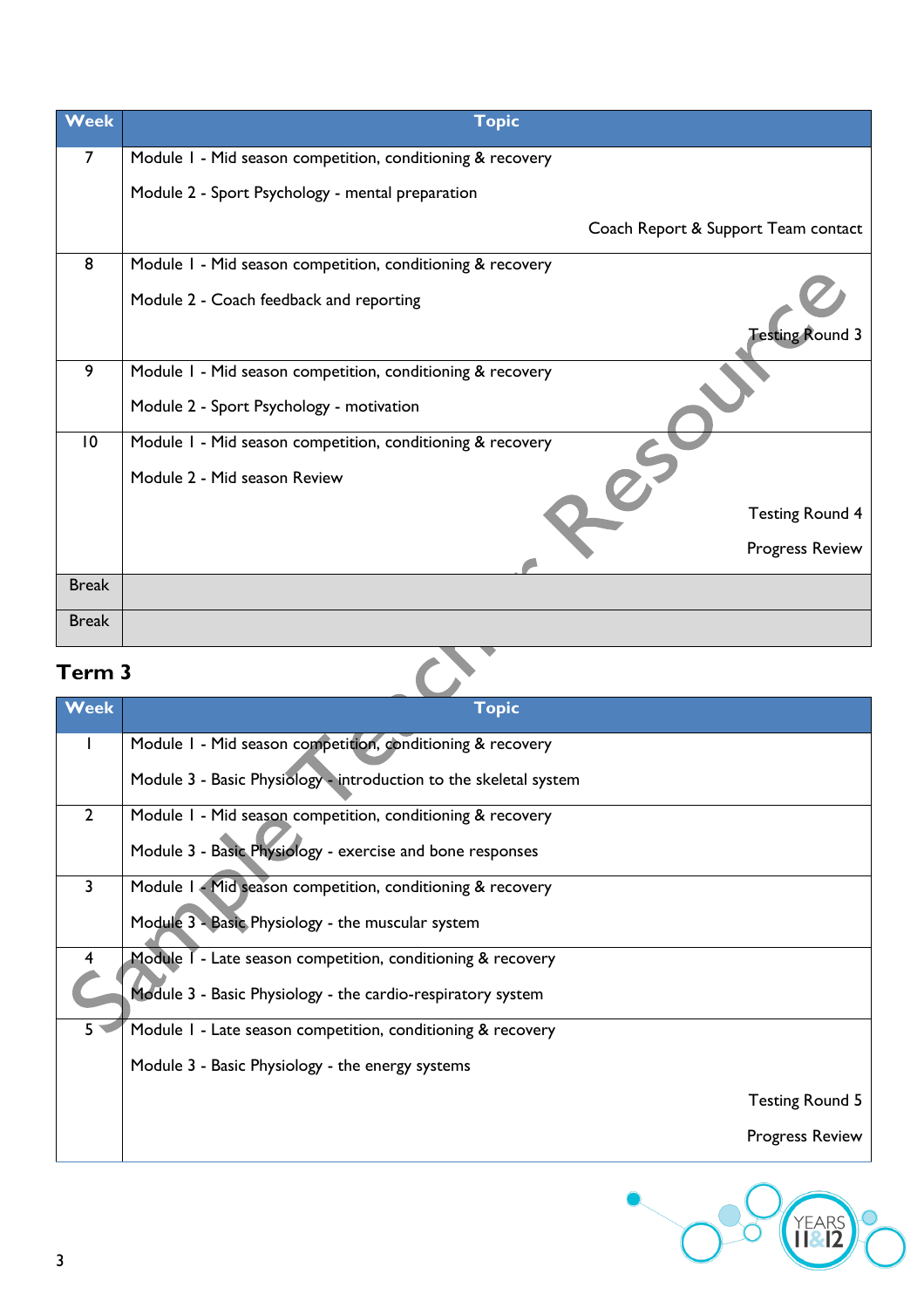| Week | Topic |
|---|---|
| 7 | Module 1 - Mid season competition, conditioning & recovery<br>Module 2 - Sport Psychology - mental preparation<br>Coach Report & Support Team contact |
| 8 | Module 1 - Mid season competition, conditioning & recovery<br>Module 2 - Coach feedback and reporting<br>Testing Round 3 |
| 9 | Module 1 - Mid season competition, conditioning & recovery<br>Module 2 - Sport Psychology - motivation |
| 10 | Module 1 - Mid season competition, conditioning & recovery<br>Module 2 - Mid season Review<br>Testing Round 4<br>Progress Review |
| Break | |
| Break | |

## Term 3

| Week | Topic |
|---|---|
| 1 | Module 1 - Mid season competition, conditioning & recovery<br>Module 3 - Basic Physiology - introduction to the skeletal system |
| 2 | Module 1 - Mid season competition, conditioning & recovery<br>Module 3 - Basic Physiology - exercise and bone responses |
| 3 | Module 1 - Mid season competition, conditioning & recovery<br>Module 3 - Basic Physiology - the muscular system |
| 4 | Module 1 - Late season competition, conditioning & recovery<br>Module 3 - Basic Physiology - the cardio-respiratory system |
| 5 | Module 1 - Late season competition, conditioning & recovery<br>Module 3 - Basic Physiology - the energy systems<br>Testing Round 5<br>Progress Review |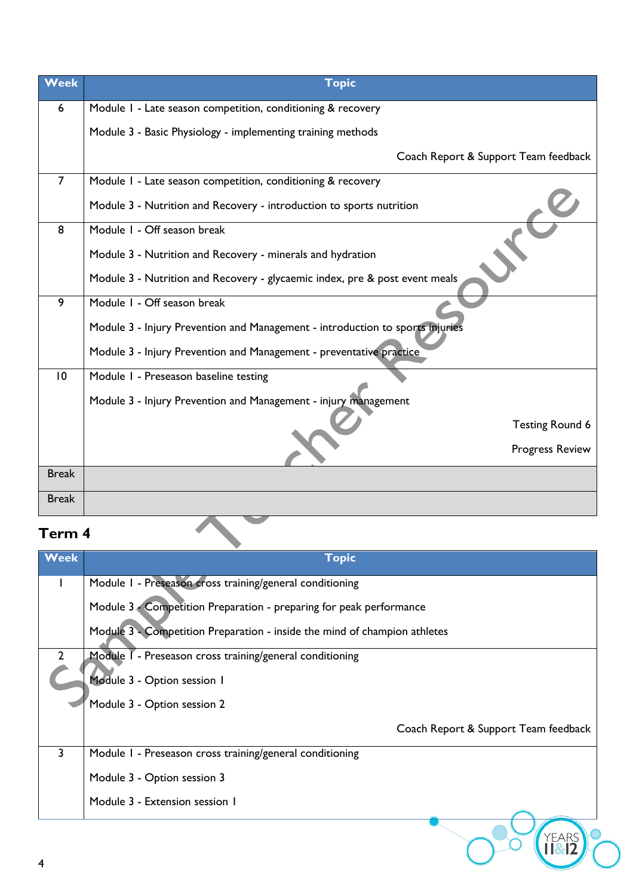| Week | Topic |
|---|---|
| 6 | Module 1 - Late season competition, conditioning & recovery<br>Module 3 - Basic Physiology - implementing training methods<br>Coach Report & Support Team feedback |
| 7 | Module 1 - Late season competition, conditioning & recovery<br>Module 3 - Nutrition and Recovery - introduction to sports nutrition |
| 8 | Module 1 - Off season break<br>Module 3 - Nutrition and Recovery - minerals and hydration<br>Module 3 - Nutrition and Recovery - glycaemic index, pre & post event meals |
| 9 | Module 1 - Off season break<br>Module 3 - Injury Prevention and Management - introduction to sports injuries<br>Module 3 - Injury Prevention and Management - preventative practice |
| 10 | Module 1 - Preseason baseline testing<br>Module 3 - Injury Prevention and Management - injury management<br>Testing Round 6<br>Progress Review |
| Break | |
| Break | |

## Term 4

| Week | Topic |
|---|---|
| 1 | Module 1 - Preseason cross training/general conditioning<br>Module 3 - Competition Preparation - preparing for peak performance<br>Module 3 - Competition Preparation - inside the mind of champion athletes |
| 2 | Module 1 - Preseason cross training/general conditioning<br>Module 3 - Option session 1<br>Module 3 - Option session 2<br>Coach Report & Support Team feedback |
| 3 | Module 1 - Preseason cross training/general conditioning<br>Module 3 - Option session 3<br>Module 3 - Extension session 1 |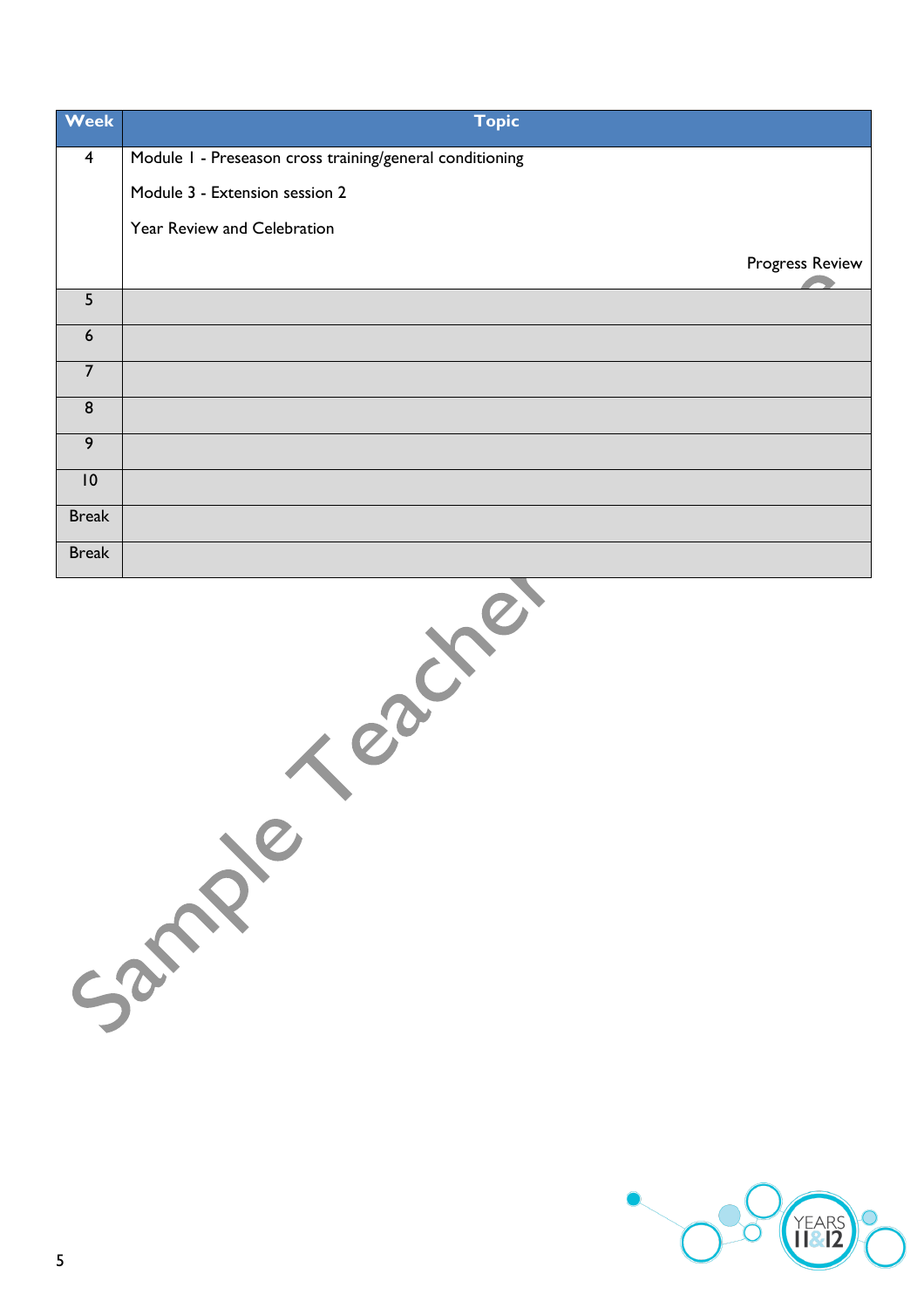| Week | Topic |
|---|---|
| 4 | Module 1 - Preseason cross training/general conditioning<br><br>Module 3 - Extension session 2<br><br>Year Review and Celebration<br><br>Progress Review |
| 5 | |
| 6 | |
| 7 | |
| 8 | |
| 9 | |
| 10 | |
| Break | |
| Break | |